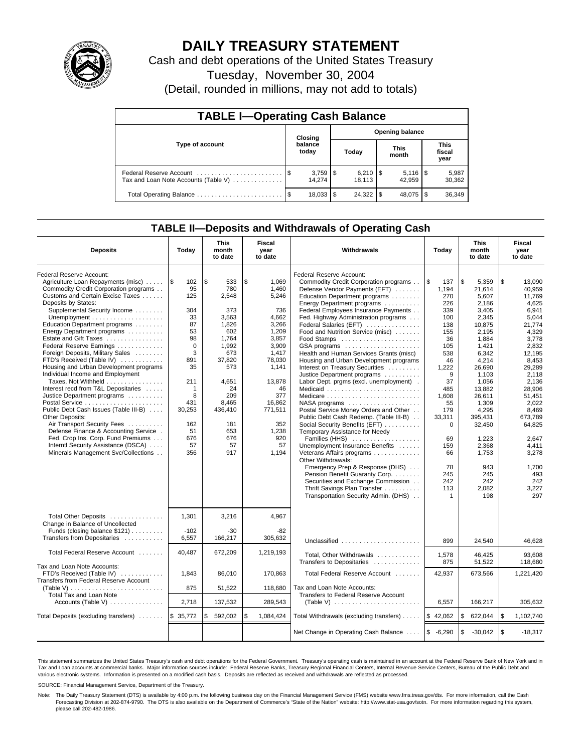# DAILY TREASURY STATEMENT

Cash and debt operations of the United States Treasury

Tuesday, November 30, 2004

(Detail, rounded in millions, may not add to totals)

## TABLE I—Operating Cash Balance

| Type of account | Closing balance today | Opening balance Today | Opening balance This month | Opening balance This fiscal year |
|---|---|---|---|---|
| Federal Reserve Account | $ 3,759 | $ 6,210 | $ 5,116 | $ 5,987 |
| Tax and Loan Note Accounts (Table V) | 14,274 | 18,113 | 42,959 | 30,362 |
| Total Operating Balance | $ 18,033 | $ 24,322 | $ 48,075 | $ 36,349 |

## TABLE II—Deposits and Withdrawals of Operating Cash

| Deposits | Today | This month to date | Fiscal year to date | Withdrawals | Today | This month to date | Fiscal year to date |
|---|---|---|---|---|---|---|---|
| Federal Reserve Account: | | | | Federal Reserve Account: | | | |
| Agriculture Loan Repayments (misc) | $ 102 | $ 533 | $ 1,069 | Commodity Credit Corporation programs | $ 137 | $ 5,359 | $ 13,090 |
| Commodity Credit Corporation programs | 95 | 780 | 1,460 | Defense Vendor Payments (EFT) | 1,194 | 21,614 | 40,959 |
| Customs and Certain Excise Taxes | 125 | 2,548 | 5,246 | Education Department programs | 270 | 5,607 | 11,769 |
| Deposits by States: | | | | Energy Department programs | 226 | 2,186 | 4,625 |
| Supplemental Security Income | 304 | 373 | 736 | Federal Employees Insurance Payments | 339 | 3,405 | 6,941 |
| Unemployment | 33 | 3,563 | 4,662 | Fed. Highway Administration programs | 100 | 2,345 | 5,044 |
| Education Department programs | 87 | 1,826 | 3,266 | Federal Salaries (EFT) | 138 | 10,875 | 21,774 |
| Energy Department programs | 53 | 602 | 1,209 | Food and Nutrition Service (misc) | 155 | 2,195 | 4,329 |
| Estate and Gift Taxes | 98 | 1,764 | 3,857 | Food Stamps | 36 | 1,884 | 3,778 |
| Federal Reserve Earnings | 0 | 1,992 | 3,909 | GSA programs | 105 | 1,421 | 2,832 |
| Foreign Deposits, Military Sales | 3 | 673 | 1,417 | Health and Human Services Grants (misc) | 538 | 6,342 | 12,195 |
| FTD's Received (Table IV) | 891 | 37,820 | 78,030 | Housing and Urban Development programs | 46 | 4,214 | 8,453 |
| Housing and Urban Development programs | 35 | 573 | 1,141 | Interest on Treasury Securities | 1,222 | 26,690 | 29,289 |
| Individual Income and Employment | | | | Justice Department programs | 9 | 1,103 | 2,118 |
| Taxes, Not Withheld | 211 | 4,651 | 13,878 | Labor Dept. prgms (excl. unemployment) | 37 | 1,056 | 2,136 |
| Interest recd from T&L Depositaries | 1 | 24 | 46 | Medicaid | 485 | 13,882 | 28,906 |
| Justice Department programs | 8 | 209 | 377 | Medicare | 1,608 | 26,611 | 51,451 |
| Postal Service | 431 | 8,465 | 16,862 | NASA programs | 55 | 1,309 | 2,022 |
| Public Debt Cash Issues (Table III-B) | 30,253 | 436,410 | 771,511 | Postal Service Money Orders and Other | 179 | 4,295 | 8,469 |
| Other Deposits: | | | | Public Debt Cash Redemp. (Table III-B) | 33,311 | 395,431 | 673,789 |
| Air Transport Security Fees | 162 | 181 | 352 | Social Security Benefits (EFT) | 0 | 32,450 | 64,825 |
| Defense Finance & Accounting Service | 51 | 653 | 1,238 | Temporary Assistance for Needy | | | |
| Fed. Crop Ins. Corp. Fund Premiums | 676 | 676 | 920 | Families (HHS) | 69 | 1,223 | 2,647 |
| Interntl Security Assistance (DSCA) | 57 | 57 | 57 | Unemployment Insurance Benefits | 159 | 2,368 | 4,411 |
| Minerals Management Svc/Collections | 356 | 917 | 1,194 | Veterans Affairs programs | 66 | 1,753 | 3,278 |
| | | | | Other Withdrawals: | | | |
| | | | | Emergency Prep & Response (DHS) | 78 | 943 | 1,700 |
| | | | | Pension Benefit Guaranty Corp. | 245 | 245 | 493 |
| | | | | Securities and Exchange Commission | 242 | 242 | 242 |
| | | | | Thrift Savings Plan Transfer | 113 | 2,082 | 3,227 |
| | | | | Transportation Security Admin. (DHS) | 1 | 198 | 297 |
| Total Other Deposits | 1,301 | 3,216 | 4,967 | | | | |
| Change in Balance of Uncollected Funds (closing balance $121) | -102 | -30 | -82 | | | | |
| Transfers from Depositaries | 6,557 | 166,217 | 305,632 | Unclassified | 899 | 24,540 | 46,628 |
| Total Federal Reserve Account | 40,487 | 672,209 | 1,219,193 | Total, Other Withdrawals | 1,578 | 46,425 | 93,608 |
| | | | | Transfers to Depositaries | 875 | 51,522 | 118,680 |
| Tax and Loan Note Accounts: | | | | | | | |
| FTD's Received (Table IV) | 1,843 | 86,010 | 170,863 | Total Federal Reserve Account | 42,937 | 673,566 | 1,221,420 |
| Transfers from Federal Reserve Account (Table V) | 875 | 51,522 | 118,680 | Tax and Loan Note Accounts: | | | |
| Total Tax and Loan Note Accounts (Table V) | 2,718 | 137,532 | 289,543 | Transfers to Federal Reserve Account (Table V) | 6,557 | 166,217 | 305,632 |
| Total Deposits (excluding transfers) | $ 35,772 | $ 592,002 | $ 1,084,424 | Total Withdrawals (excluding transfers) | $ 42,062 | $ 622,044 | $ 1,102,740 |
| | | | | Net Change in Operating Cash Balance | $ -6,290 | $ -30,042 | $ -18,317 |

This statement summarizes the United States Treasury's cash and debt operations for the Federal Government. Treasury's operating cash is maintained in an account at the Federal Reserve Bank of New York and in Tax and Loan accounts at commercial banks. Major information sources include: Federal Reserve Banks, Treasury Regional Financial Centers, Internal Revenue Service Centers, Bureau of the Public Debt and various electronic systems. Information is presented on a modified cash basis. Deposits are reflected as received and withdrawals are reflected as processed.

SOURCE: Financial Management Service, Department of the Treasury.

Note: The Daily Treasury Statement (DTS) is available by 4:00 p.m. the following business day on the Financial Management Service (FMS) website www.fms.treas.gov/dts. For more information, call the Cash Forecasting Division at 202-874-9790. The DTS is also available on the Department of Commerce's "State of the Nation" website: http://www.stat-usa.gov/sotn. For more information regarding this system, please call 202-482-1986.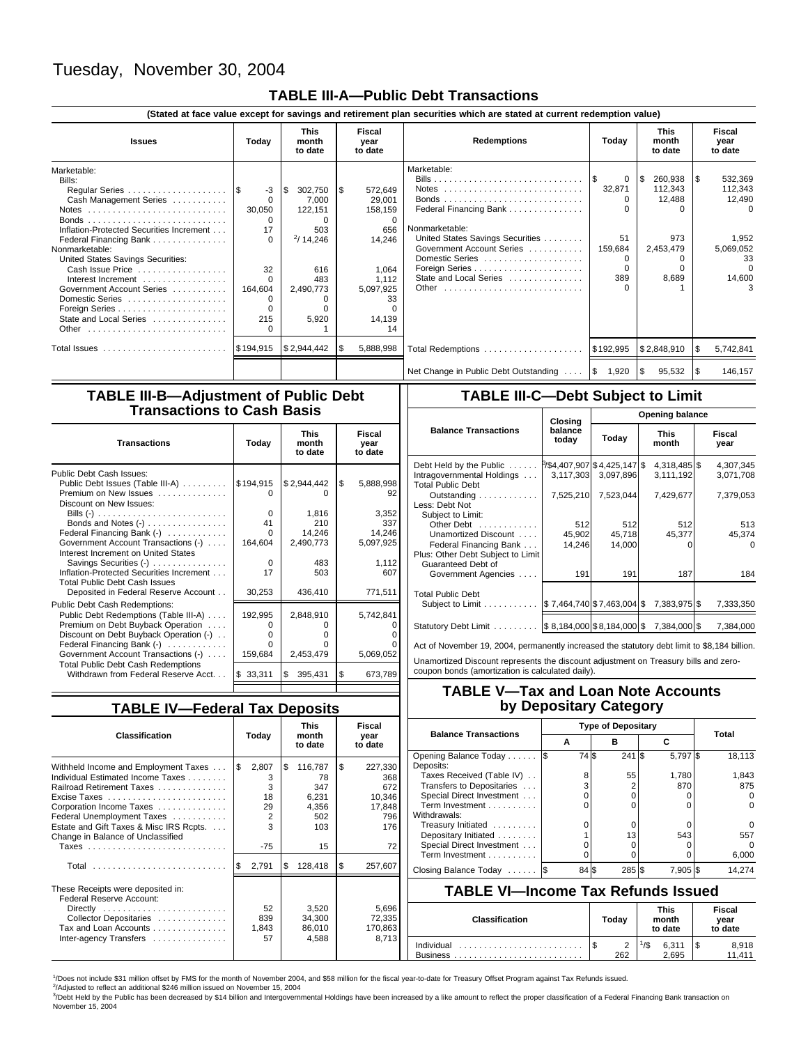# Tuesday, November 30, 2004

## TABLE III-A—Public Debt Transactions

(Stated at face value except for savings and retirement plan securities which are stated at current redemption value)

| Issues | Today | This month to date | Fiscal year to date |
|---|---|---|---|
| Marketable: | | | |
| Bills: | | | |
| Regular Series | $ -3 | $ 302,750 | $ 572,649 |
| Cash Management Series | 0 | 7,000 | 29,001 |
| Notes | 30,050 | 122,151 | 158,159 |
| Bonds | 0 | 0 | 0 |
| Inflation-Protected Securities Increment | 17 | 503 | 656 |
| Federal Financing Bank | 0 | [2]/ 14,246 | 14,246 |
| Nonmarketable: | | | |
| United States Savings Securities: | | | |
| Cash Issue Price | 32 | 616 | 1,064 |
| Interest Increment | 0 | 483 | 1,112 |
| Government Account Series | 164,604 | 2,490,773 | 5,097,925 |
| Domestic Series | 0 | 0 | 33 |
| Foreign Series | 0 | 0 | 0 |
| State and Local Series | 215 | 5,920 | 14,139 |
| Other | 0 | 1 | 14 |
| Total Issues | $194,915 | $2,944,442 | $ 5,888,998 |

| Redemptions | Today | This month to date | Fiscal year to date |
|---|---|---|---|
| Marketable: | | | |
| Bills | $ 0 | $ 260,938 | $ 532,369 |
| Notes | 32,871 | 112,343 | 112,343 |
| Bonds | 0 | 12,488 | 12,490 |
| Federal Financing Bank | 0 | 0 | 0 |
| Nonmarketable: | | | |
| United States Savings Securities | 51 | 973 | 1,952 |
| Government Account Series | 159,684 | 2,453,479 | 5,069,052 |
| Domestic Series | 0 | 0 | 33 |
| Foreign Series | 0 | 0 | 0 |
| State and Local Series | 389 | 8,689 | 14,600 |
| Other | 0 | 1 | 3 |
| Total Redemptions | $192,995 | $2,848,910 | $ 5,742,841 |
| Net Change in Public Debt Outstanding | $ 1,920 | $ 95,532 | $ 146,157 |

## TABLE III-B—Adjustment of Public Debt Transactions to Cash Basis

| Transactions | Today | This month to date | Fiscal year to date |
|---|---|---|---|
| Public Debt Cash Issues: | | | |
| Public Debt Issues (Table III-A) | $194,915 | $2,944,442 | $ 5,888,998 |
| Premium on New Issues | 0 | 0 | 92 |
| Discount on New Issues: | | | |
| Bills (-) | 0 | 1,816 | 3,352 |
| Bonds and Notes (-) | 41 | 210 | 337 |
| Federal Financing Bank (-) | 0 | 14,246 | 14,246 |
| Government Account Transactions (-) | 164,604 | 2,490,773 | 5,097,925 |
| Interest Increment on United States Savings Securities (-) | 0 | 483 | 1,112 |
| Inflation-Protected Securities Increment | 17 | 503 | 607 |
| Total Public Debt Cash Issues Deposited in Federal Reserve Account | 30,253 | 436,410 | 771,511 |
| Public Debt Cash Redemptions: | | | |
| Public Debt Redemptions (Table III-A) | 192,995 | 2,848,910 | 5,742,841 |
| Premium on Debt Buyback Operation | 0 | 0 | 0 |
| Discount on Debt Buyback Operation (-) | 0 | 0 | 0 |
| Federal Financing Bank (-) | 0 | 0 | 0 |
| Government Account Transactions (-) | 159,684 | 2,453,479 | 5,069,052 |
| Total Public Debt Cash Redemptions Withdrawn from Federal Reserve Acct. | $ 33,311 | $ 395,431 | $ 673,789 |

## TABLE III-C—Debt Subject to Limit

| Balance Transactions | Closing balance today | Opening balance | | |
|---|---|---|---|---|
| | | Today | This month | Fiscal year |
| Debt Held by the Public | [3]/$4,407,907 | $4,425,147 | $ 4,318,485 | $ 4,307,345 |
| Intragovernmental Holdings | 3,117,303 | 3,097,896 | 3,111,192 | 3,071,708 |
| Total Public Debt Outstanding | 7,525,210 | 7,523,044 | 7,429,677 | 7,379,053 |
| Less: Debt Not Subject to Limit: | | | | |
| Other Debt | 512 | 512 | 512 | 513 |
| Unamortized Discount | 45,902 | 45,718 | 45,377 | 45,374 |
| Federal Financing Bank | 14,246 | 14,000 | 0 | 0 |
| Plus: Other Debt Subject to Limit Guaranteed Debt of Government Agencies | 191 | 191 | 187 | 184 |
| Total Public Debt Subject to Limit | $7,464,740 | $7,463,004 | $ 7,383,975 | $ 7,333,350 |
| Statutory Debt Limit | $8,184,000 | $8,184,000 | $ 7,384,000 | $ 7,384,000 |

Act of November 19, 2004, permanently increased the statutory debt limit to $8,184 billion.

Unamortized Discount represents the discount adjustment on Treasury bills and zero-coupon bonds (amortization is calculated daily).

## TABLE IV—Federal Tax Deposits

| Classification | Today | This month to date | Fiscal year to date |
|---|---|---|---|
| Withheld Income and Employment Taxes | $ 2,807 | $ 116,787 | $ 227,330 |
| Individual Estimated Income Taxes | 3 | 78 | 368 |
| Railroad Retirement Taxes | 3 | 347 | 672 |
| Excise Taxes | 18 | 6,231 | 10,346 |
| Corporation Income Taxes | 29 | 4,356 | 17,848 |
| Federal Unemployment Taxes | 2 | 502 | 796 |
| Estate and Gift Taxes & Misc IRS Rcpts. | 3 | 103 | 176 |
| Change in Balance of Unclassified Taxes | -75 | 15 | 72 |
| Total | $ 2,791 | $ 128,418 | $ 257,607 |
| These Receipts were deposited in: | | | |
| Federal Reserve Account: | | | |
| Directly | 52 | 3,520 | 5,696 |
| Collector Depositaries | 839 | 34,300 | 72,335 |
| Tax and Loan Accounts | 1,843 | 86,010 | 170,863 |
| Inter-agency Transfers | 57 | 4,588 | 8,713 |

## TABLE V—Tax and Loan Note Accounts by Depositary Category

| Balance Transactions | Type of Depositary | | | Total |
|---|---|---|---|---|
| | A | B | C | |
| Opening Balance Today | $ 74 | $ 241 | $ 5,797 | $ 18,113 |
| Deposits: | | | | |
| Taxes Received (Table IV) | 8 | 55 | 1,780 | 1,843 |
| Transfers to Depositaries | 3 | 2 | 870 | 875 |
| Special Direct Investment | 0 | 0 | 0 | 0 |
| Term Investment | 0 | 0 | 0 | 0 |
| Withdrawals: | | | | |
| Treasury Initiated | 0 | 0 | 0 | 0 |
| Depositary Initiated | 1 | 13 | 543 | 557 |
| Special Direct Investment | 0 | 0 | 0 | 0 |
| Term Investment | 0 | 0 | 0 | 6,000 |
| Closing Balance Today | $ 84 | $ 285 | $ 7,905 | $ 14,274 |

## TABLE VI—Income Tax Refunds Issued

| Classification | Today | This month to date | Fiscal year to date |
|---|---|---|---|
| Individual | $ 2 | [1]/$ 6,311 | $ 8,918 |
| Business | 262 | 2,695 | 11,411 |

[1]/Does not include $31 million offset by FMS for the month of November 2004, and $58 million for the fiscal year-to-date for Treasury Offset Program against Tax Refunds issued.

[2]/Adjusted to reflect an additional $246 million issued on November 15, 2004

[3]/Debt Held by the Public has been decreased by $14 billion and Intergovernmental Holdings have been increased by a like amount to reflect the proper classification of a Federal Financing Bank transaction on November 15, 2004